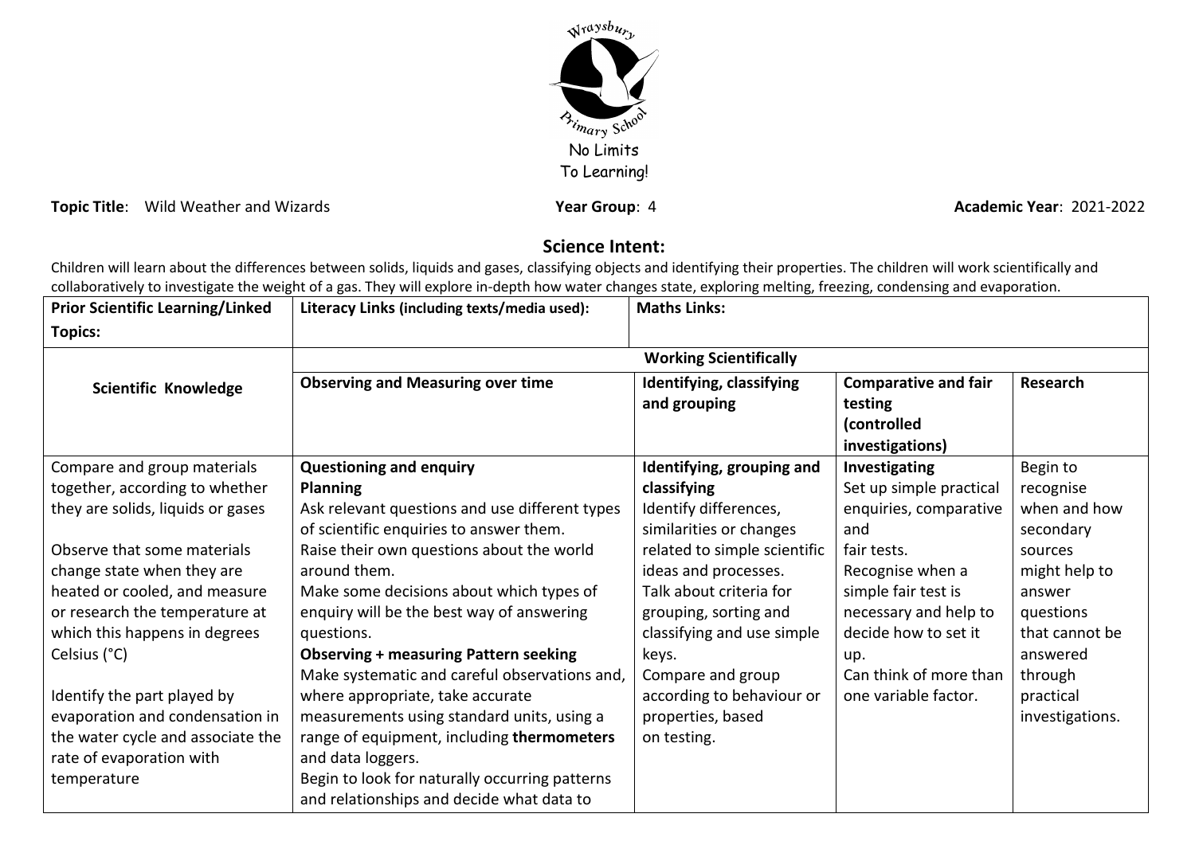Wraysbury Primary School

No Limits To Learning!

**Topic Title**: Wild Weather and Wizards **Year Group**: 4 **Academic Year**: 2021-2022

## Science Intent:

Children will learn about the differences between solids, liquids and gases, classifying objects and identifying their properties. The children will work scientifically and collaboratively to investigate the weight of a gas. They will explore in-depth how water changes state, exploring melting, freezing, condensing and evaporation.

| **Prior Scientific Learning/Linked Topics:** | **Literacy Links (including texts/media used):** | **Maths Links:** | | |
|---|---|---|---|---|
| | **Working Scientifically** | | | |
| **Scientific Knowledge** | **Observing and Measuring over time** | **Identifying, classifying and grouping** | **Comparative and fair testing (controlled investigations)** | **Research** |
| Compare and group materials together, according to whether they are solids, liquids or gases<br><br>Observe that some materials change state when they are heated or cooled, and measure or research the temperature at which this happens in degrees Celsius (°C)<br><br>Identify the part played by evaporation and condensation in the water cycle and associate the rate of evaporation with temperature | **Questioning and enquiry**<br>**Planning**<br>Ask relevant questions and use different types of scientific enquiries to answer them.<br>Raise their own questions about the world around them.<br>Make some decisions about which types of enquiry will be the best way of answering questions.<br>**Observing + measuring Pattern seeking**<br>Make systematic and careful observations and, where appropriate, take accurate measurements using standard units, using a range of equipment, including **thermometers** and data loggers.<br>Begin to look for naturally occurring patterns and relationships and decide what data to | **Identifying, grouping and classifying**<br>Identify differences, similarities or changes related to simple scientific ideas and processes.<br>Talk about criteria for grouping, sorting and classifying and use simple keys.<br>Compare and group according to behaviour or properties, based on testing. | **Investigating**<br>Set up simple practical enquiries, comparative and fair tests.<br>Recognise when a simple fair test is necessary and help to decide how to set it up.<br>Can think of more than one variable factor. | Begin to recognise when and how secondary sources might help to answer questions that cannot be answered through practical investigations. |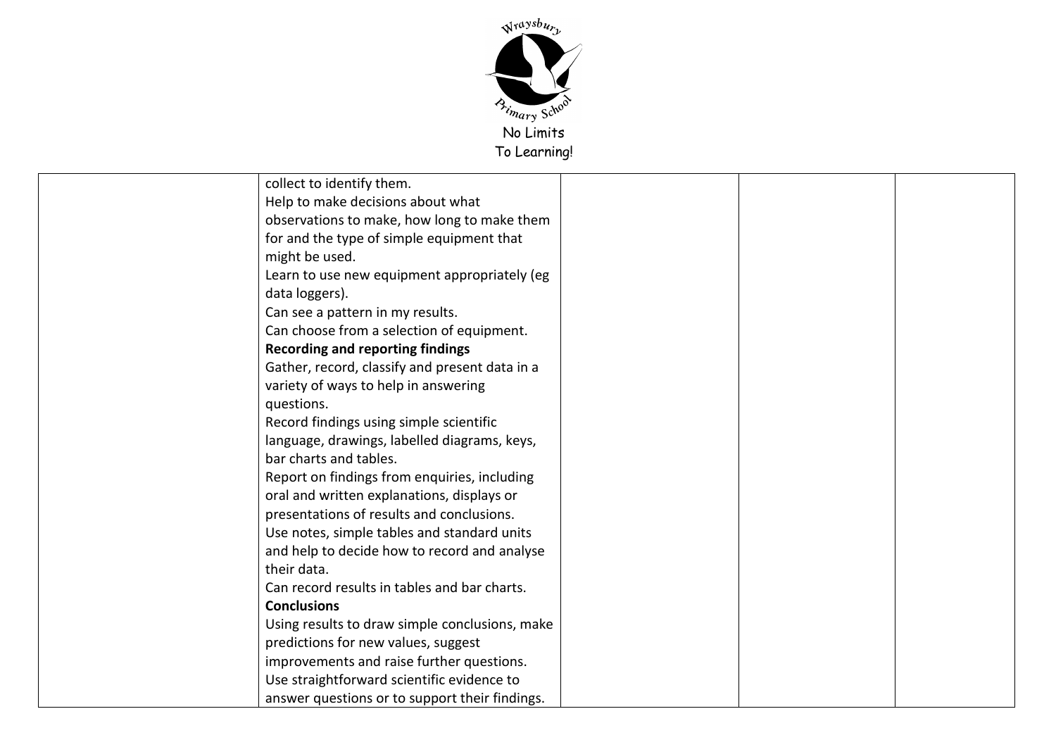| | | | | |
|---|---|---|---|---|
| | collect to identify them.<br>Help to make decisions about what observations to make, how long to make them for and the type of simple equipment that might be used.<br>Learn to use new equipment appropriately (eg data loggers).<br>Can see a pattern in my results.<br>Can choose from a selection of equipment.<br>**Recording and reporting findings**<br>Gather, record, classify and present data in a variety of ways to help in answering questions.<br>Record findings using simple scientific language, drawings, labelled diagrams, keys, bar charts and tables.<br>Report on findings from enquiries, including oral and written explanations, displays or presentations of results and conclusions.<br>Use notes, simple tables and standard units and help to decide how to record and analyse their data.<br>Can record results in tables and bar charts.<br>**Conclusions**<br>Using results to draw simple conclusions, make predictions for new values, suggest improvements and raise further questions.<br>Use straightforward scientific evidence to answer questions or to support their findings. | | | |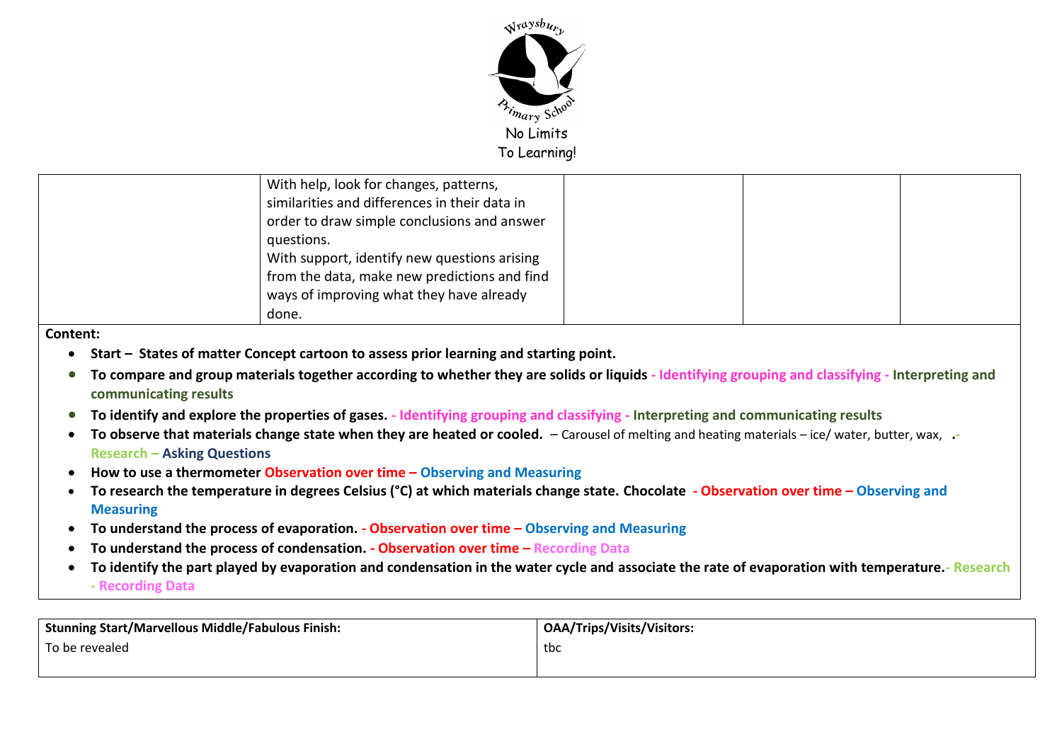Wraysbury Primary School

No Limits To Learning!

| | | | | |
|---|---|---|---|---|
| | With help, look for changes, patterns, similarities and differences in their data in order to draw simple conclusions and answer questions.<br>With support, identify new questions arising from the data, make new predictions and find ways of improving what they have already done. | | | |

**Content:**

- **Start – States of matter Concept cartoon to assess prior learning and starting point.**
- **To compare and group materials together according to whether they are solids or liquids - Identifying grouping and classifying - Interpreting and communicating results**
- **To identify and explore the properties of gases. - Identifying grouping and classifying - Interpreting and communicating results**
- **To observe that materials change state when they are heated or cooled.** – Carousel of melting and heating materials – ice/ water, butter, wax, **.- Research – Asking Questions**
- **How to use a thermometer Observation over time – Observing and Measuring**
- **To research the temperature in degrees Celsius (°C) at which materials change state. Chocolate - Observation over time – Observing and Measuring**
- **To understand the process of evaporation. - Observation over time – Observing and Measuring**
- **To understand the process of condensation. - Observation over time – Recording Data**
- **To identify the part played by evaporation and condensation in the water cycle and associate the rate of evaporation with temperature.- Research - Recording Data**

| **Stunning Start/Marvellous Middle/Fabulous Finish:** | **OAA/Trips/Visits/Visitors:** |
|---|---|
| To be revealed | tbc |